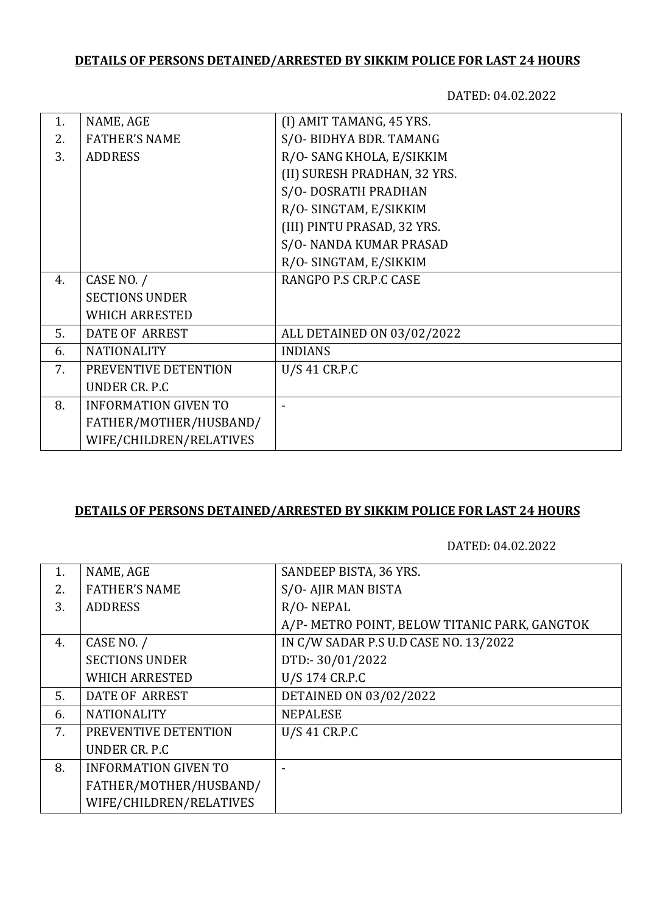**DETAILS OF PERSONS DETAINED/ARRESTED BY SIKKIM POLICE FOR LAST 24 HOURS**

DATED: 04.02.2022

| | | |
|---|---|---|
| 1.<br>2.<br>3. | NAME, AGE<br>FATHER'S NAME<br>ADDRESS | (I) AMIT TAMANG, 45 YRS.<br>S/O- BIDHYA BDR. TAMANG<br>R/O- SANG KHOLA, E/SIKKIM<br>(II) SURESH PRADHAN, 32 YRS.<br>S/O- DOSRATH PRADHAN<br>R/O- SINGTAM, E/SIKKIM<br>(III) PINTU PRASAD, 32 YRS.<br>S/O- NANDA KUMAR PRASAD<br>R/O- SINGTAM, E/SIKKIM |
| 4. | CASE NO. /<br>SECTIONS UNDER<br>WHICH ARRESTED | RANGPO P.S CR.P.C CASE |
| 5. | DATE OF ARREST | ALL DETAINED ON 03/02/2022 |
| 6. | NATIONALITY | INDIANS |
| 7. | PREVENTIVE DETENTION<br>UNDER CR. P.C | U/S 41 CR.P.C |
| 8. | INFORMATION GIVEN TO<br>FATHER/MOTHER/HUSBAND/<br>WIFE/CHILDREN/RELATIVES | - |

**DETAILS OF PERSONS DETAINED/ARRESTED BY SIKKIM POLICE FOR LAST 24 HOURS**

DATED: 04.02.2022

| | | |
|---|---|---|
| 1.<br>2.<br>3. | NAME, AGE<br>FATHER'S NAME<br>ADDRESS | SANDEEP BISTA, 36 YRS.<br>S/O- AJIR MAN BISTA<br>R/O- NEPAL<br>A/P- METRO POINT, BELOW TITANIC PARK, GANGTOK |
| 4. | CASE NO. /<br>SECTIONS UNDER<br>WHICH ARRESTED | IN C/W SADAR P.S U.D CASE NO. 13/2022<br>DTD:- 30/01/2022<br>U/S 174 CR.P.C |
| 5. | DATE OF ARREST | DETAINED ON 03/02/2022 |
| 6. | NATIONALITY | NEPALESE |
| 7. | PREVENTIVE DETENTION<br>UNDER CR. P.C | U/S 41 CR.P.C |
| 8. | INFORMATION GIVEN TO<br>FATHER/MOTHER/HUSBAND/<br>WIFE/CHILDREN/RELATIVES | - |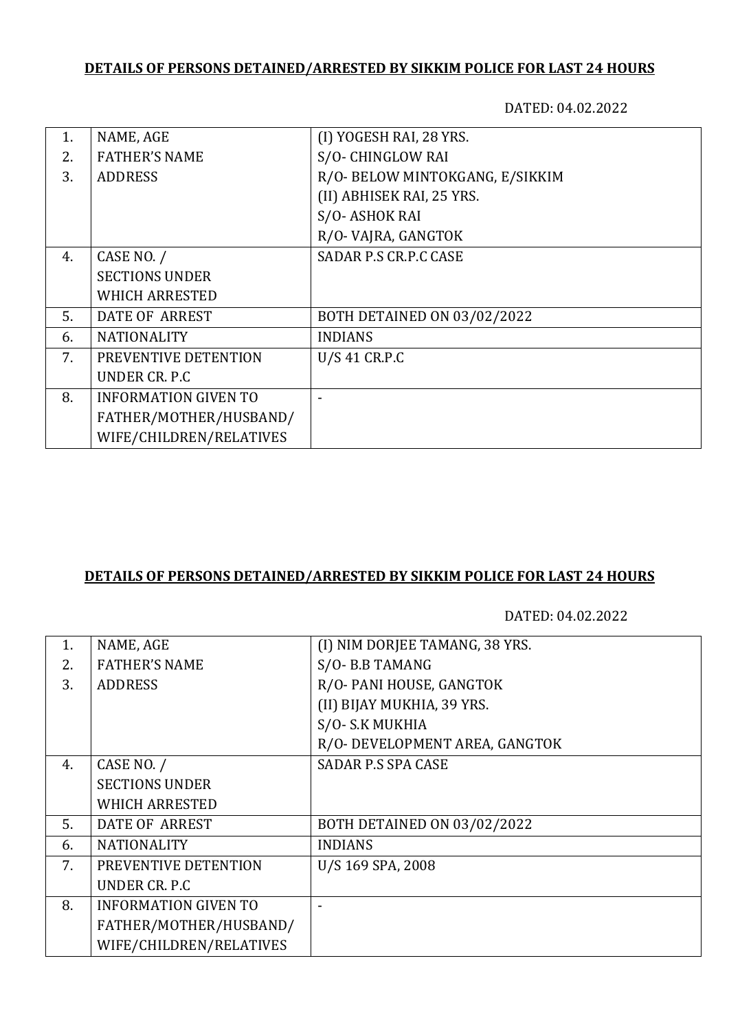**DETAILS OF PERSONS DETAINED/ARRESTED BY SIKKIM POLICE FOR LAST 24 HOURS**

DATED: 04.02.2022

| | | |
|---|---|---|
| 1.<br>2.<br>3. | NAME, AGE<br>FATHER'S NAME<br>ADDRESS | (I) YOGESH RAI, 28 YRS.<br>S/O- CHINGLOW RAI<br>R/O- BELOW MINTOKGANG, E/SIKKIM<br>(II) ABHISEK RAI, 25 YRS.<br>S/O- ASHOK RAI<br>R/O- VAJRA, GANGTOK |
| 4. | CASE NO. /<br>SECTIONS UNDER<br>WHICH ARRESTED | SADAR P.S CR.P.C CASE |
| 5. | DATE OF ARREST | BOTH DETAINED ON 03/02/2022 |
| 6. | NATIONALITY | INDIANS |
| 7. | PREVENTIVE DETENTION<br>UNDER CR. P.C | U/S 41 CR.P.C |
| 8. | INFORMATION GIVEN TO<br>FATHER/MOTHER/HUSBAND/<br>WIFE/CHILDREN/RELATIVES | - |

**DETAILS OF PERSONS DETAINED/ARRESTED BY SIKKIM POLICE FOR LAST 24 HOURS**

DATED: 04.02.2022

| | | |
|---|---|---|
| 1.<br>2.<br>3. | NAME, AGE<br>FATHER'S NAME<br>ADDRESS | (I) NIM DORJEE TAMANG, 38 YRS.<br>S/O- B.B TAMANG<br>R/O- PANI HOUSE, GANGTOK<br>(II) BIJAY MUKHIA, 39 YRS.<br>S/O- S.K MUKHIA<br>R/O- DEVELOPMENT AREA, GANGTOK |
| 4. | CASE NO. /<br>SECTIONS UNDER<br>WHICH ARRESTED | SADAR P.S SPA CASE |
| 5. | DATE OF ARREST | BOTH DETAINED ON 03/02/2022 |
| 6. | NATIONALITY | INDIANS |
| 7. | PREVENTIVE DETENTION<br>UNDER CR. P.C | U/S 169 SPA, 2008 |
| 8. | INFORMATION GIVEN TO<br>FATHER/MOTHER/HUSBAND/<br>WIFE/CHILDREN/RELATIVES | - |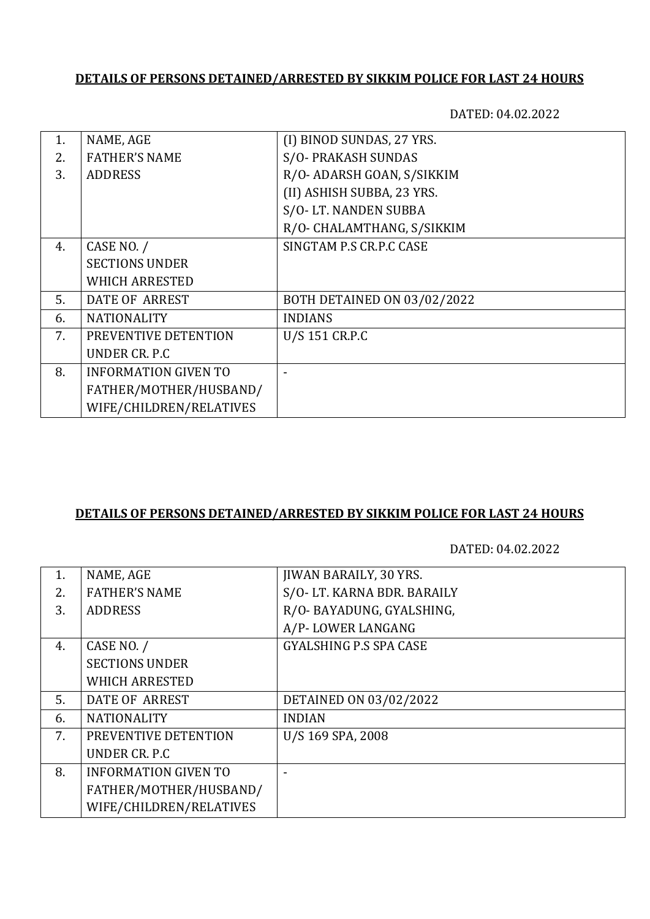**DETAILS OF PERSONS DETAINED/ARRESTED BY SIKKIM POLICE FOR LAST 24 HOURS**

DATED: 04.02.2022

| | | |
|---|---|---|
| 1.<br>2.<br>3. | NAME, AGE<br>FATHER'S NAME<br>ADDRESS | (I) BINOD SUNDAS, 27 YRS.<br>S/O- PRAKASH SUNDAS<br>R/O- ADARSH GOAN, S/SIKKIM<br>(II) ASHISH SUBBA, 23 YRS.<br>S/O- LT. NANDEN SUBBA<br>R/O- CHALAMTHANG, S/SIKKIM |
| 4. | CASE NO. /<br>SECTIONS UNDER<br>WHICH ARRESTED | SINGTAM P.S CR.P.C CASE |
| 5. | DATE OF ARREST | BOTH DETAINED ON 03/02/2022 |
| 6. | NATIONALITY | INDIANS |
| 7. | PREVENTIVE DETENTION<br>UNDER CR. P.C | U/S 151 CR.P.C |
| 8. | INFORMATION GIVEN TO<br>FATHER/MOTHER/HUSBAND/<br>WIFE/CHILDREN/RELATIVES | - |

**DETAILS OF PERSONS DETAINED/ARRESTED BY SIKKIM POLICE FOR LAST 24 HOURS**

DATED: 04.02.2022

| | | |
|---|---|---|
| 1.<br>2.<br>3. | NAME, AGE<br>FATHER'S NAME<br>ADDRESS | JIWAN BARAILY, 30 YRS.<br>S/O- LT. KARNA BDR. BARAILY<br>R/O- BAYADUNG, GYALSHING,<br>A/P- LOWER LANGANG |
| 4. | CASE NO. /<br>SECTIONS UNDER<br>WHICH ARRESTED | GYALSHING P.S SPA CASE |
| 5. | DATE OF ARREST | DETAINED ON 03/02/2022 |
| 6. | NATIONALITY | INDIAN |
| 7. | PREVENTIVE DETENTION<br>UNDER CR. P.C | U/S 169 SPA, 2008 |
| 8. | INFORMATION GIVEN TO<br>FATHER/MOTHER/HUSBAND/<br>WIFE/CHILDREN/RELATIVES | - |